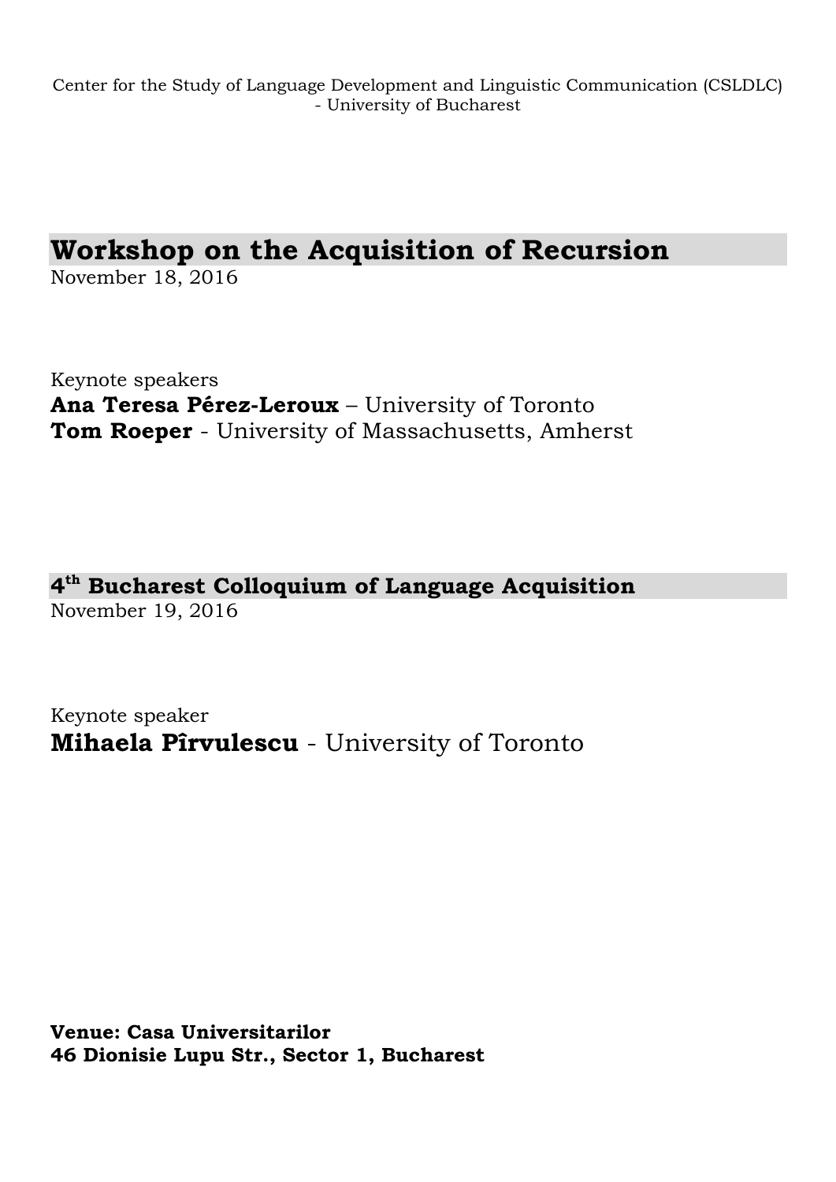Center for the Study of Language Development and Linguistic Communication (CSLDLC) - University of Bucharest

## Workshop on the Acquisition of Recursion

November 18, 2016

Keynote speakers

**Ana Teresa Pérez-Leroux** – University of Toronto

**Tom Roeper** - University of Massachusetts, Amherst

## 4th Bucharest Colloquium of Language Acquisition

November 19, 2016

Keynote speaker

**Mihaela Pîrvulescu** - University of Toronto

**Venue: Casa Universitarilor**

**46 Dionisie Lupu Str., Sector 1, Bucharest**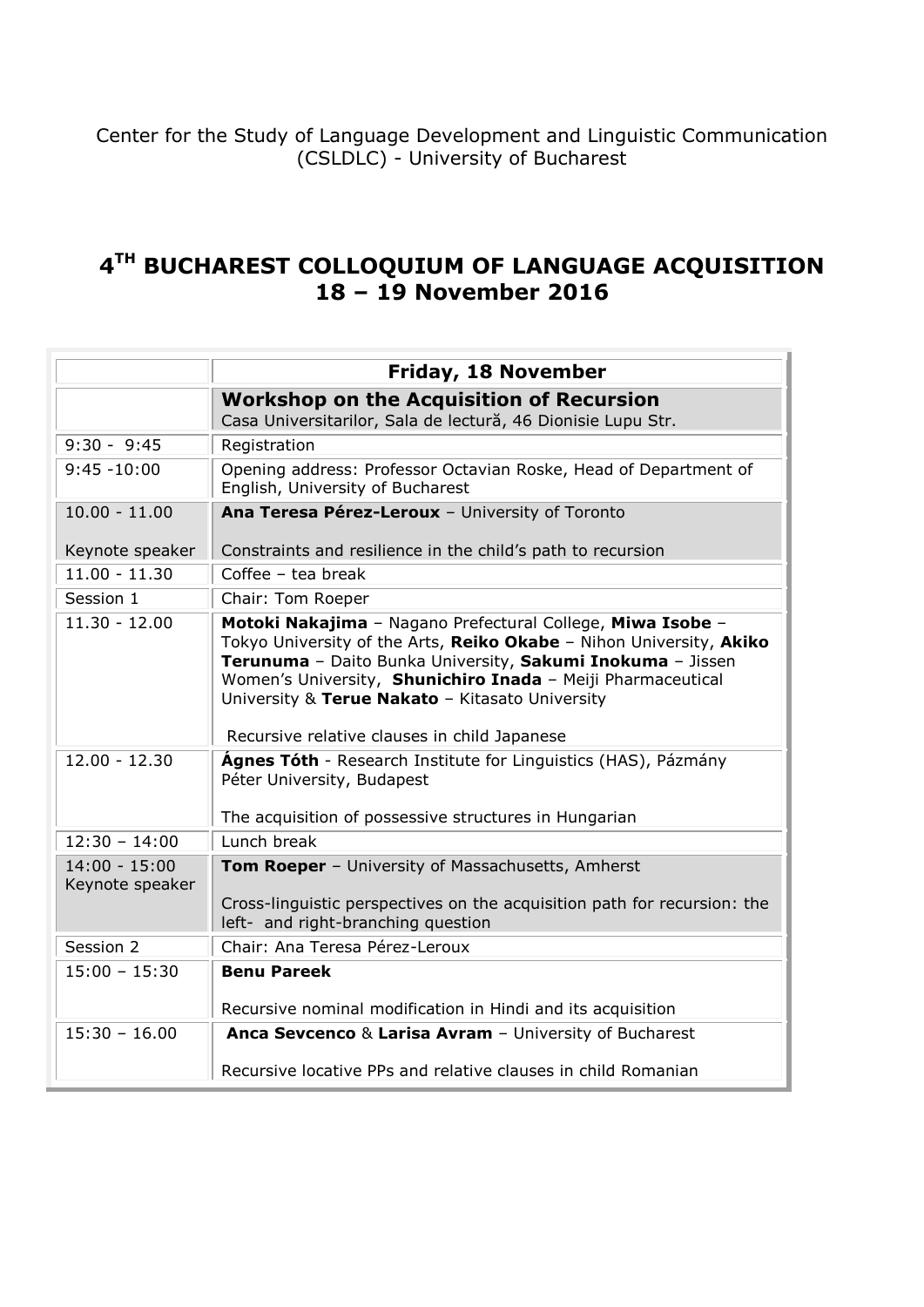Center for the Study of Language Development and Linguistic Communication (CSLDLC) - University of Bucharest

# 4TH BUCHAREST COLLOQUIUM OF LANGUAGE ACQUISITION
# 18 – 19 November 2016

| | **Friday, 18 November** |
|---|---|
| | **Workshop on the Acquisition of Recursion**<br>Casa Universitarilor, Sala de lectură, 46 Dionisie Lupu Str. |
| 9:30 - 9:45 | Registration |
| 9:45 -10:00 | Opening address: Professor Octavian Roske, Head of Department of English, University of Bucharest |
| 10.00 - 11.00<br><br>Keynote speaker | **Ana Teresa Pérez-Leroux** – University of Toronto<br><br>Constraints and resilience in the child's path to recursion |
| 11.00 - 11.30 | Coffee – tea break |
| Session 1 | Chair: Tom Roeper |
| 11.30 - 12.00 | **Motoki Nakajima** – Nagano Prefectural College, **Miwa Isobe** – Tokyo University of the Arts, **Reiko Okabe** – Nihon University, **Akiko Terunuma** – Daito Bunka University, **Sakumi Inokuma** – Jissen Women's University, **Shunichiro Inada** – Meiji Pharmaceutical University & **Terue Nakato** – Kitasato University<br><br>Recursive relative clauses in child Japanese |
| 12.00 - 12.30 | **Ágnes Tóth** - Research Institute for Linguistics (HAS), Pázmány Péter University, Budapest<br><br>The acquisition of possessive structures in Hungarian |
| 12:30 – 14:00 | Lunch break |
| 14:00 - 15:00<br>Keynote speaker | **Tom Roeper** – University of Massachusetts, Amherst<br><br>Cross-linguistic perspectives on the acquisition path for recursion: the left- and right-branching question |
| Session 2 | Chair: Ana Teresa Pérez-Leroux |
| 15:00 – 15:30 | **Benu Pareek**<br><br>Recursive nominal modification in Hindi and its acquisition |
| 15:30 – 16.00 | **Anca Sevcenco** & **Larisa Avram** – University of Bucharest<br><br>Recursive locative PPs and relative clauses in child Romanian |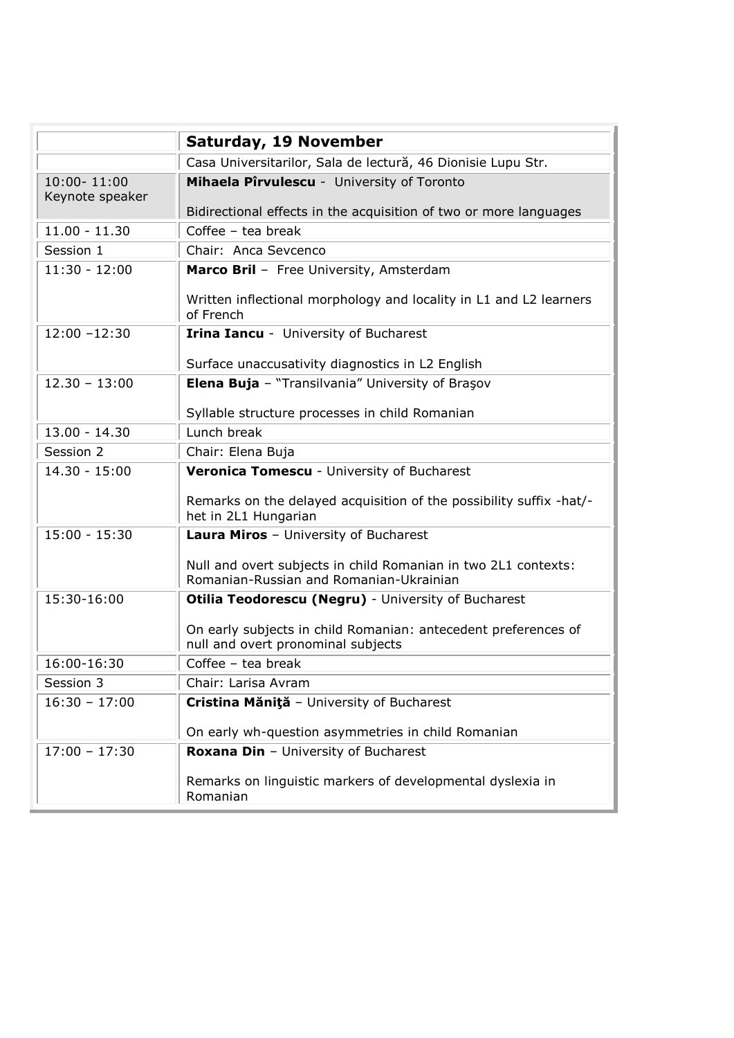| | **Saturday, 19 November** |
|---|---|
| | Casa Universitarilor, Sala de lectură, 46 Dionisie Lupu Str. |
| 10:00- 11:00 Keynote speaker | **Mihaela Pîrvulescu** - University of Toronto<br><br>Bidirectional effects in the acquisition of two or more languages |
| 11.00 - 11.30 | Coffee – tea break |
| Session 1 | Chair: Anca Sevcenco |
| 11:30 - 12:00 | **Marco Bril** – Free University, Amsterdam<br><br>Written inflectional morphology and locality in L1 and L2 learners of French |
| 12:00 –12:30 | **Irina Iancu** - University of Bucharest<br><br>Surface unaccusativity diagnostics in L2 English |
| 12.30 – 13:00 | **Elena Buja** – "Transilvania" University of Braşov<br><br>Syllable structure processes in child Romanian |
| 13.00 - 14.30 | Lunch break |
| Session 2 | Chair: Elena Buja |
| 14.30 - 15:00 | **Veronica Tomescu** - University of Bucharest<br><br>Remarks on the delayed acquisition of the possibility suffix -hat/-het in 2L1 Hungarian |
| 15:00 - 15:30 | **Laura Miros** – University of Bucharest<br><br>Null and overt subjects in child Romanian in two 2L1 contexts: Romanian-Russian and Romanian-Ukrainian |
| 15:30-16:00 | **Otilia Teodorescu (Negru)** - University of Bucharest<br><br>On early subjects in child Romanian: antecedent preferences of null and overt pronominal subjects |
| 16:00-16:30 | Coffee – tea break |
| Session 3 | Chair: Larisa Avram |
| 16:30 – 17:00 | **Cristina Măniţă** – University of Bucharest<br><br>On early wh-question asymmetries in child Romanian |
| 17:00 – 17:30 | **Roxana Din** – University of Bucharest<br><br>Remarks on linguistic markers of developmental dyslexia in Romanian |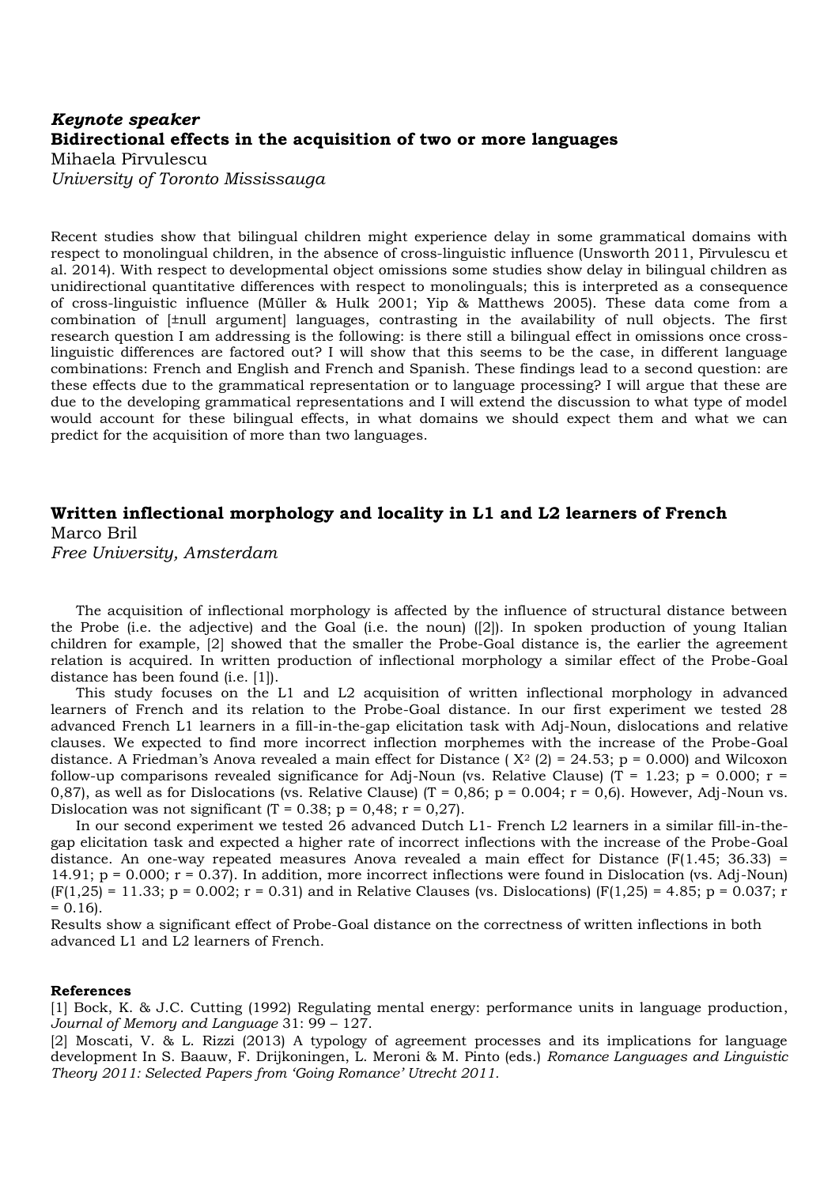***Keynote speaker***
**Bidirectional effects in the acquisition of two or more languages**
Mihaela Pîrvulescu
*University of Toronto Mississauga*

Recent studies show that bilingual children might experience delay in some grammatical domains with respect to monolingual children, in the absence of cross-linguistic influence (Unsworth 2011, Pîrvulescu et al. 2014). With respect to developmental object omissions some studies show delay in bilingual children as unidirectional quantitative differences with respect to monolinguals; this is interpreted as a consequence of cross-linguistic influence (Müller & Hulk 2001; Yip & Matthews 2005). These data come from a combination of [±null argument] languages, contrasting in the availability of null objects. The first research question I am addressing is the following: is there still a bilingual effect in omissions once cross-linguistic differences are factored out? I will show that this seems to be the case, in different language combinations: French and English and French and Spanish. These findings lead to a second question: are these effects due to the grammatical representation or to language processing? I will argue that these are due to the developing grammatical representations and I will extend the discussion to what type of model would account for these bilingual effects, in what domains we should expect them and what we can predict for the acquisition of more than two languages.

**Written inflectional morphology and locality in L1 and L2 learners of French**
Marco Bril
*Free University, Amsterdam*

The acquisition of inflectional morphology is affected by the influence of structural distance between the Probe (i.e. the adjective) and the Goal (i.e. the noun) ([2]). In spoken production of young Italian children for example, [2] showed that the smaller the Probe-Goal distance is, the earlier the agreement relation is acquired. In written production of inflectional morphology a similar effect of the Probe-Goal distance has been found (i.e. [1]).

This study focuses on the L1 and L2 acquisition of written inflectional morphology in advanced learners of French and its relation to the Probe-Goal distance. In our first experiment we tested 28 advanced French L1 learners in a fill-in-the-gap elicitation task with Adj-Noun, dislocations and relative clauses. We expected to find more incorrect inflection morphemes with the increase of the Probe-Goal distance. A Friedman's Anova revealed a main effect for Distance ( $X^2$ (2) = 24.53; p = 0.000) and Wilcoxon follow-up comparisons revealed significance for Adj-Noun (vs. Relative Clause) (T = 1.23; p = 0.000; r = 0,87), as well as for Dislocations (vs. Relative Clause) (T = 0,86; p = 0.004; r = 0,6). However, Adj-Noun vs. Dislocation was not significant (T = 0.38; p = 0,48; r = 0,27).

In our second experiment we tested 26 advanced Dutch L1- French L2 learners in a similar fill-in-the-gap elicitation task and expected a higher rate of incorrect inflections with the increase of the Probe-Goal distance. An one-way repeated measures Anova revealed a main effect for Distance (F(1.45; 36.33) = 14.91; p = 0.000; r = 0.37). In addition, more incorrect inflections were found in Dislocation (vs. Adj-Noun) (F(1,25) = 11.33; p = 0.002; r = 0.31) and in Relative Clauses (vs. Dislocations) (F(1,25) = 4.85; p = 0.037; r = 0.16).

Results show a significant effect of Probe-Goal distance on the correctness of written inflections in both advanced L1 and L2 learners of French.

**References**

[1] Bock, K. & J.C. Cutting (1992) Regulating mental energy: performance units in language production, *Journal of Memory and Language* 31: 99 – 127.

[2] Moscati, V. & L. Rizzi (2013) A typology of agreement processes and its implications for language development In S. Baauw, F. Drijkoningen, L. Meroni & M. Pinto (eds.) *Romance Languages and Linguistic Theory 2011: Selected Papers from 'Going Romance' Utrecht 2011.*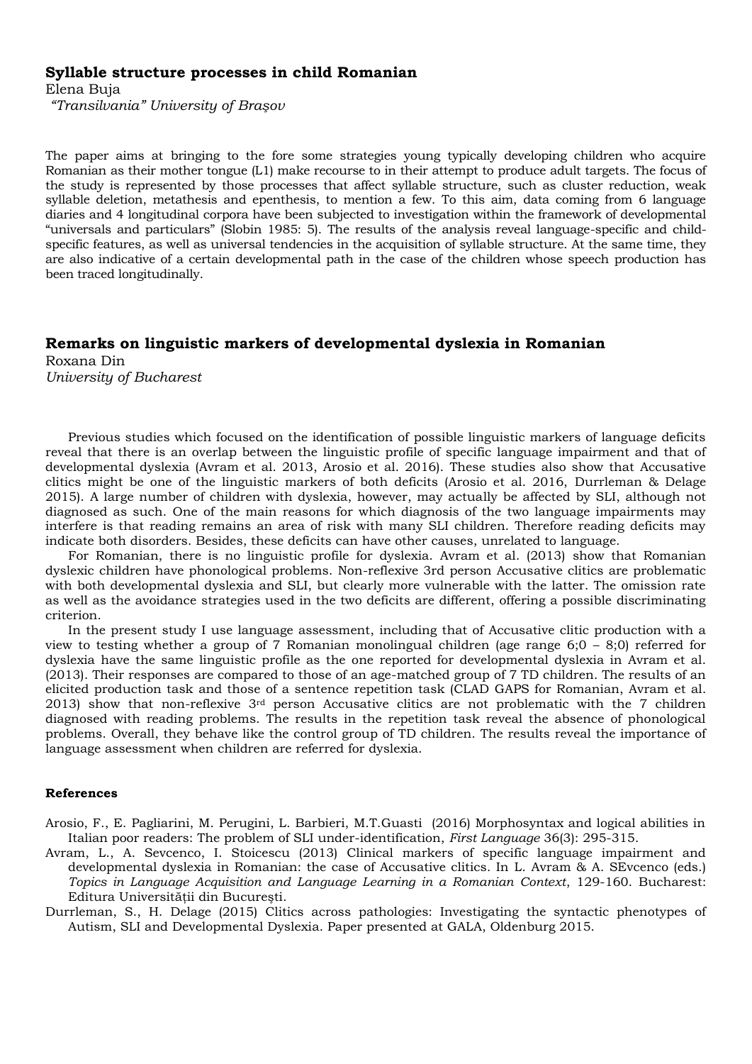## Syllable structure processes in child Romanian

Elena Buja

*"Transilvania" University of Brașov*

The paper aims at bringing to the fore some strategies young typically developing children who acquire Romanian as their mother tongue (L1) make recourse to in their attempt to produce adult targets. The focus of the study is represented by those processes that affect syllable structure, such as cluster reduction, weak syllable deletion, metathesis and epenthesis, to mention a few. To this aim, data coming from 6 language diaries and 4 longitudinal corpora have been subjected to investigation within the framework of developmental "universals and particulars" (Slobin 1985: 5). The results of the analysis reveal language-specific and child-specific features, as well as universal tendencies in the acquisition of syllable structure. At the same time, they are also indicative of a certain developmental path in the case of the children whose speech production has been traced longitudinally.

## Remarks on linguistic markers of developmental dyslexia in Romanian

Roxana Din

*University of Bucharest*

Previous studies which focused on the identification of possible linguistic markers of language deficits reveal that there is an overlap between the linguistic profile of specific language impairment and that of developmental dyslexia (Avram et al. 2013, Arosio et al. 2016). These studies also show that Accusative clitics might be one of the linguistic markers of both deficits (Arosio et al. 2016, Durrleman & Delage 2015). A large number of children with dyslexia, however, may actually be affected by SLI, although not diagnosed as such. One of the main reasons for which diagnosis of the two language impairments may interfere is that reading remains an area of risk with many SLI children. Therefore reading deficits may indicate both disorders. Besides, these deficits can have other causes, unrelated to language.

For Romanian, there is no linguistic profile for dyslexia. Avram et al. (2013) show that Romanian dyslexic children have phonological problems. Non-reflexive 3rd person Accusative clitics are problematic with both developmental dyslexia and SLI, but clearly more vulnerable with the latter. The omission rate as well as the avoidance strategies used in the two deficits are different, offering a possible discriminating criterion.

In the present study I use language assessment, including that of Accusative clitic production with a view to testing whether a group of 7 Romanian monolingual children (age range 6;0 – 8;0) referred for dyslexia have the same linguistic profile as the one reported for developmental dyslexia in Avram et al. (2013). Their responses are compared to those of an age-matched group of 7 TD children. The results of an elicited production task and those of a sentence repetition task (CLAD GAPS for Romanian, Avram et al. 2013) show that non-reflexive 3rd person Accusative clitics are not problematic with the 7 children diagnosed with reading problems. The results in the repetition task reveal the absence of phonological problems. Overall, they behave like the control group of TD children. The results reveal the importance of language assessment when children are referred for dyslexia.

#### References

Arosio, F., E. Pagliarini, M. Perugini, L. Barbieri, M.T.Guasti (2016) Morphosyntax and logical abilities in Italian poor readers: The problem of SLI under-identification, *First Language* 36(3): 295-315.

Avram, L., A. Sevcenco, I. Stoicescu (2013) Clinical markers of specific language impairment and developmental dyslexia in Romanian: the case of Accusative clitics. In L. Avram & A. SEvcenco (eds.) *Topics in Language Acquisition and Language Learning in a Romanian Context*, 129-160. Bucharest: Editura Universității din București.

Durrleman, S., H. Delage (2015) Clitics across pathologies: Investigating the syntactic phenotypes of Autism, SLI and Developmental Dyslexia. Paper presented at GALA, Oldenburg 2015.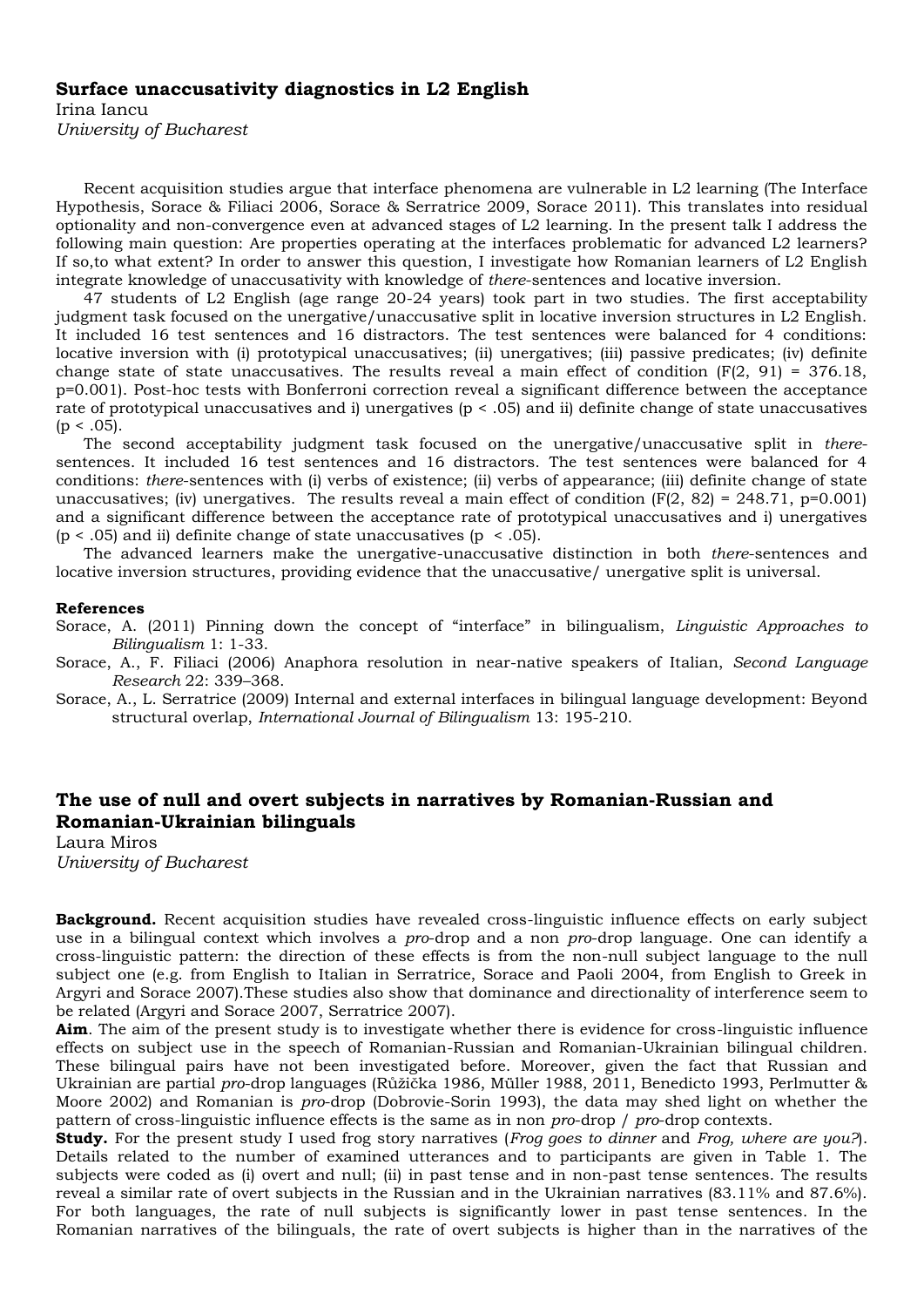## Surface unaccusativity diagnostics in L2 English

Irina Iancu
*University of Bucharest*

Recent acquisition studies argue that interface phenomena are vulnerable in L2 learning (The Interface Hypothesis, Sorace & Filiaci 2006, Sorace & Serratrice 2009, Sorace 2011). This translates into residual optionality and non-convergence even at advanced stages of L2 learning. In the present talk I address the following main question: Are properties operating at the interfaces problematic for advanced L2 learners? If so,to what extent? In order to answer this question, I investigate how Romanian learners of L2 English integrate knowledge of unaccusativity with knowledge of *there*-sentences and locative inversion.

47 students of L2 English (age range 20-24 years) took part in two studies. The first acceptability judgment task focused on the unergative/unaccusative split in locative inversion structures in L2 English. It included 16 test sentences and 16 distractors. The test sentences were balanced for 4 conditions: locative inversion with (i) prototypical unaccusatives; (ii) unergatives; (iii) passive predicates; (iv) definite change state of state unaccusatives. The results reveal a main effect of condition ($F(2, 91) = 376.18$, $p=0.001$). Post-hoc tests with Bonferroni correction reveal a significant difference between the acceptance rate of prototypical unaccusatives and i) unergatives ($p < .05$) and ii) definite change of state unaccusatives ($p < .05$).

The second acceptability judgment task focused on the unergative/unaccusative split in *there*-sentences. It included 16 test sentences and 16 distractors. The test sentences were balanced for 4 conditions: *there*-sentences with (i) verbs of existence; (ii) verbs of appearance; (iii) definite change of state unaccusatives; (iv) unergatives. The results reveal a main effect of condition ($F(2, 82) = 248.71$, $p=0.001$) and a significant difference between the acceptance rate of prototypical unaccusatives and i) unergatives ($p < .05$) and ii) definite change of state unaccusatives ($p < .05$).

The advanced learners make the unergative-unaccusative distinction in both *there*-sentences and locative inversion structures, providing evidence that the unaccusative/ unergative split is universal.

**References**

Sorace, A. (2011) Pinning down the concept of "interface" in bilingualism, *Linguistic Approaches to Bilingualism* 1: 1-33.

Sorace, A., F. Filiaci (2006) Anaphora resolution in near-native speakers of Italian, *Second Language Research* 22: 339–368.

Sorace, A., L. Serratrice (2009) Internal and external interfaces in bilingual language development: Beyond structural overlap, *International Journal of Bilingualism* 13: 195-210.

## The use of null and overt subjects in narratives by Romanian-Russian and Romanian-Ukrainian bilinguals

Laura Miros
*University of Bucharest*

**Background.** Recent acquisition studies have revealed cross-linguistic influence effects on early subject use in a bilingual context which involves a *pro*-drop and a non *pro*-drop language. One can identify a cross-linguistic pattern: the direction of these effects is from the non-null subject language to the null subject one (e.g. from English to Italian in Serratrice, Sorace and Paoli 2004, from English to Greek in Argyri and Sorace 2007).These studies also show that dominance and directionality of interference seem to be related (Argyri and Sorace 2007, Serratrice 2007).

**Aim**. The aim of the present study is to investigate whether there is evidence for cross-linguistic influence effects on subject use in the speech of Romanian-Russian and Romanian-Ukrainian bilingual children. These bilingual pairs have not been investigated before. Moreover, given the fact that Russian and Ukrainian are partial *pro*-drop languages (Růžička 1986, Műller 1988, 2011, Benedicto 1993, Perlmutter & Moore 2002) and Romanian is *pro*-drop (Dobrovie-Sorin 1993), the data may shed light on whether the pattern of cross-linguistic influence effects is the same as in non *pro*-drop / *pro*-drop contexts.

**Study.** For the present study I used frog story narratives (*Frog goes to dinner* and *Frog, where are you?*). Details related to the number of examined utterances and to participants are given in Table 1. The subjects were coded as (i) overt and null; (ii) in past tense and in non-past tense sentences. The results reveal a similar rate of overt subjects in the Russian and in the Ukrainian narratives (83.11% and 87.6%). For both languages, the rate of null subjects is significantly lower in past tense sentences. In the Romanian narratives of the bilinguals, the rate of overt subjects is higher than in the narratives of the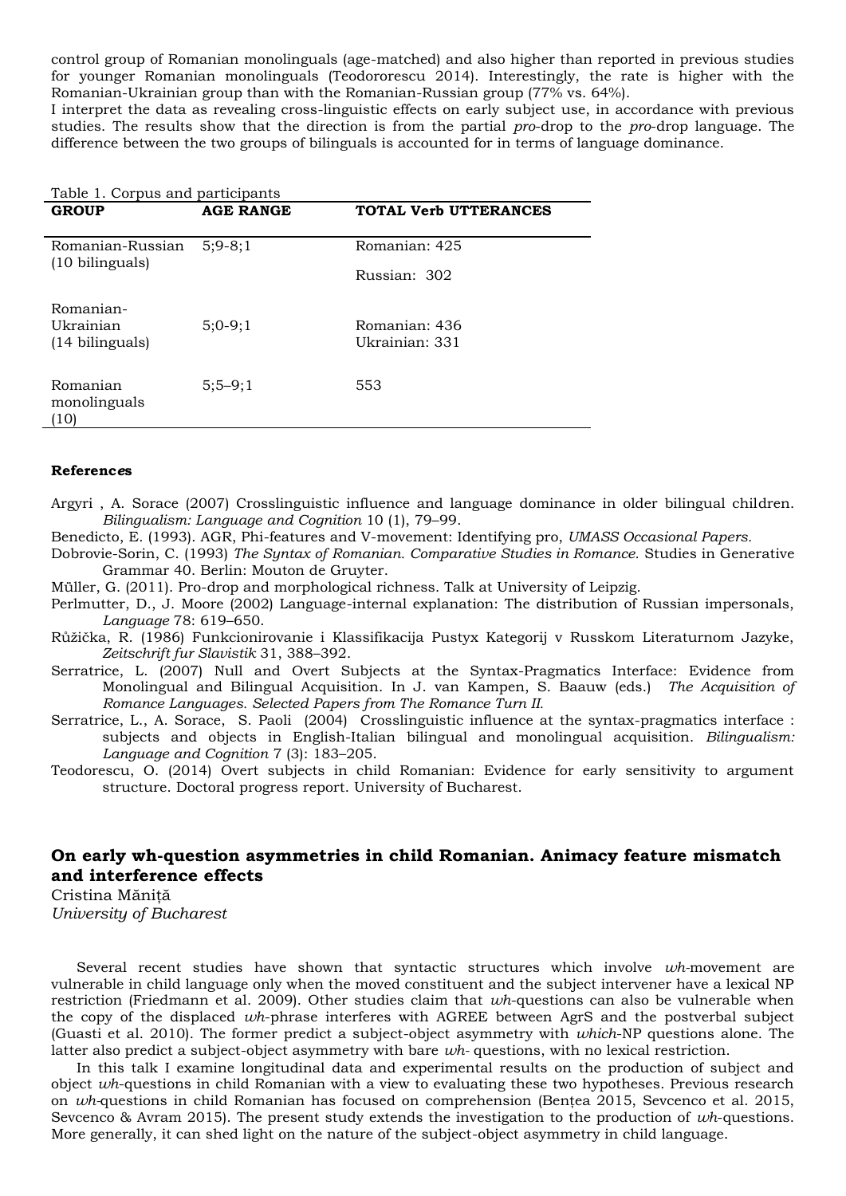control group of Romanian monolinguals (age-matched) and also higher than reported in previous studies for younger Romanian monolinguals (Teodororescu 2014). Interestingly, the rate is higher with the Romanian-Ukrainian group than with the Romanian-Russian group (77% vs. 64%).

I interpret the data as revealing cross-linguistic effects on early subject use, in accordance with previous studies. The results show that the direction is from the partial *pro*-drop to the *pro*-drop language. The difference between the two groups of bilinguals is accounted for in terms of language dominance.

Table 1. Corpus and participants

| GROUP | AGE RANGE | TOTAL Verb UTTERANCES |
|---|---|---|
| Romanian-Russian (10 bilinguals) | 5;9-8;1 | Romanian: 425<br>Russian: 302 |
| Romanian-Ukrainian (14 bilinguals) | 5;0-9;1 | Romanian: 436<br>Ukrainian: 331 |
| Romanian monolinguals (10) | 5;5–9;1 | 553 |

**References**

Argyri , A. Sorace (2007) Crosslinguistic influence and language dominance in older bilingual children. *Bilingualism: Language and Cognition* 10 (1), 79–99.

Benedicto, E. (1993). AGR, Phi-features and V-movement: Identifying pro, *UMASS Occasional Papers.*

Dobrovie-Sorin, C. (1993) *The Syntax of Romanian. Comparative Studies in Romance.* Studies in Generative Grammar 40. Berlin: Mouton de Gruyter.

Müller, G. (2011). Pro-drop and morphological richness. Talk at University of Leipzig.

Perlmutter, D., J. Moore (2002) Language-internal explanation: The distribution of Russian impersonals, *Language* 78: 619–650.

Růžička, R. (1986) Funkcionirovanie i Klassifikacija Pustyx Kategorij v Russkom Literaturnom Jazyke, *Zeitschrift fur Slavistik* 31, 388–392.

Serratrice, L. (2007) Null and Overt Subjects at the Syntax-Pragmatics Interface: Evidence from Monolingual and Bilingual Acquisition. In J. van Kampen, S. Baauw (eds.) *The Acquisition of Romance Languages. Selected Papers from The Romance Turn II.*

Serratrice, L., A. Sorace, S. Paoli (2004) Crosslinguistic influence at the syntax-pragmatics interface : subjects and objects in English-Italian bilingual and monolingual acquisition. *Bilingualism: Language and Cognition* 7 (3): 183–205.

Teodorescu, O. (2014) Overt subjects in child Romanian: Evidence for early sensitivity to argument structure. Doctoral progress report. University of Bucharest.

## On early wh-question asymmetries in child Romanian. Animacy feature mismatch and interference effects

Cristina Măniță
*University of Bucharest*

Several recent studies have shown that syntactic structures which involve *wh*-movement are vulnerable in child language only when the moved constituent and the subject intervener have a lexical NP restriction (Friedmann et al. 2009). Other studies claim that *wh*-questions can also be vulnerable when the copy of the displaced *wh*-phrase interferes with AGREE between AgrS and the postverbal subject (Guasti et al. 2010). The former predict a subject-object asymmetry with *which*-NP questions alone. The latter also predict a subject-object asymmetry with bare *wh*- questions, with no lexical restriction.

In this talk I examine longitudinal data and experimental results on the production of subject and object *wh*-questions in child Romanian with a view to evaluating these two hypotheses. Previous research on *wh*-questions in child Romanian has focused on comprehension (Bențea 2015, Sevcenco et al. 2015, Sevcenco & Avram 2015). The present study extends the investigation to the production of *wh*-questions. More generally, it can shed light on the nature of the subject-object asymmetry in child language.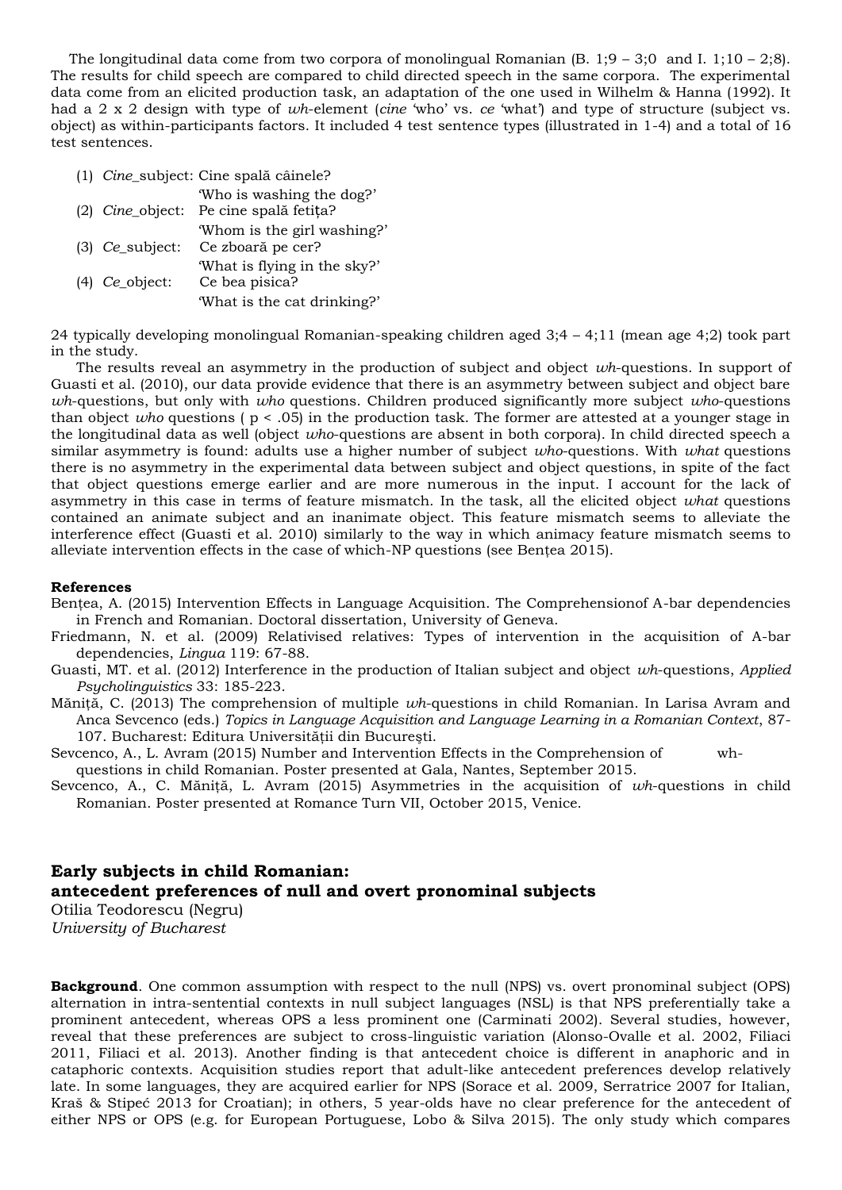The longitudinal data come from two corpora of monolingual Romanian (B. 1;9 – 3;0 and I. 1;10 – 2;8). The results for child speech are compared to child directed speech in the same corpora. The experimental data come from an elicited production task, an adaptation of the one used in Wilhelm & Hanna (1992). It had a 2 x 2 design with type of *wh*-element (*cine* 'who' vs. *ce* 'what') and type of structure (subject vs. object) as within-participants factors. It included 4 test sentence types (illustrated in 1-4) and a total of 16 test sentences.

(1) *Cine*_subject: Cine spală câinele?
'Who is washing the dog?'
(2) *Cine*_object: Pe cine spală fetița?
'Whom is the girl washing?'
(3) *Ce*_subject: Ce zboară pe cer?
'What is flying in the sky?'
(4) *Ce*_object: Ce bea pisica?
'What is the cat drinking?'

24 typically developing monolingual Romanian-speaking children aged 3;4 – 4;11 (mean age 4;2) took part in the study.

The results reveal an asymmetry in the production of subject and object *wh*-questions. In support of Guasti et al. (2010), our data provide evidence that there is an asymmetry between subject and object bare *wh*-questions, but only with *who* questions. Children produced significantly more subject *who*-questions than object *who* questions ( $p < .05$) in the production task. The former are attested at a younger stage in the longitudinal data as well (object *who*-questions are absent in both corpora). In child directed speech a similar asymmetry is found: adults use a higher number of subject *who*-questions. With *what* questions there is no asymmetry in the experimental data between subject and object questions, in spite of the fact that object questions emerge earlier and are more numerous in the input. I account for the lack of asymmetry in this case in terms of feature mismatch. In the task, all the elicited object *what* questions contained an animate subject and an inanimate object. This feature mismatch seems to alleviate the interference effect (Guasti et al. 2010) similarly to the way in which animacy feature mismatch seems to alleviate intervention effects in the case of which-NP questions (see Bențea 2015).

**References**

Bențea, A. (2015) Intervention Effects in Language Acquisition. The Comprehensionof A-bar dependencies in French and Romanian. Doctoral dissertation, University of Geneva.

Friedmann, N. et al. (2009) Relativised relatives: Types of intervention in the acquisition of A-bar dependencies, *Lingua* 119: 67-88.

Guasti, MT. et al. (2012) Interference in the production of Italian subject and object *wh*-questions, *Applied Psycholinguistics* 33: 185-223.

Măniță, C. (2013) The comprehension of multiple *wh*-questions in child Romanian. In Larisa Avram and Anca Sevcenco (eds.) *Topics in Language Acquisition and Language Learning in a Romanian Context*, 87-107. Bucharest: Editura Universității din București.

Sevcenco, A., L. Avram (2015) Number and Intervention Effects in the Comprehension of wh-questions in child Romanian. Poster presented at Gala, Nantes, September 2015.

Sevcenco, A., C. Măniță, L. Avram (2015) Asymmetries in the acquisition of *wh*-questions in child Romanian. Poster presented at Romance Turn VII, October 2015, Venice.

## Early subjects in child Romanian: antecedent preferences of null and overt pronominal subjects

Otilia Teodorescu (Negru)
*University of Bucharest*

**Background**. One common assumption with respect to the null (NPS) vs. overt pronominal subject (OPS) alternation in intra-sentential contexts in null subject languages (NSL) is that NPS preferentially take a prominent antecedent, whereas OPS a less prominent one (Carminati 2002). Several studies, however, reveal that these preferences are subject to cross-linguistic variation (Alonso-Ovalle et al. 2002, Filiaci 2011, Filiaci et al. 2013). Another finding is that antecedent choice is different in anaphoric and in cataphoric contexts. Acquisition studies report that adult-like antecedent preferences develop relatively late. In some languages, they are acquired earlier for NPS (Sorace et al. 2009, Serratrice 2007 for Italian, Kraš & Stipeć 2013 for Croatian); in others, 5 year-olds have no clear preference for the antecedent of either NPS or OPS (e.g. for European Portuguese, Lobo & Silva 2015). The only study which compares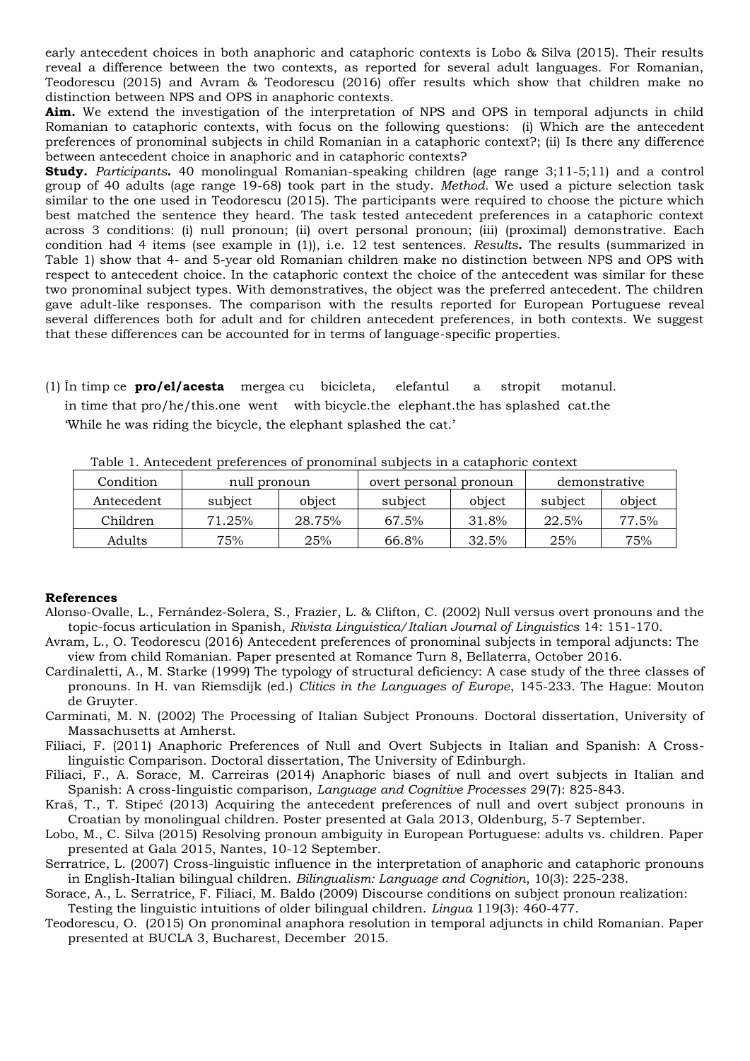early antecedent choices in both anaphoric and cataphoric contexts is Lobo & Silva (2015). Their results reveal a difference between the two contexts, as reported for several adult languages. For Romanian, Teodorescu (2015) and Avram & Teodorescu (2016) offer results which show that children make no distinction between NPS and OPS in anaphoric contexts.

**Aim.** We extend the investigation of the interpretation of NPS and OPS in temporal adjuncts in child Romanian to cataphoric contexts, with focus on the following questions: (i) Which are the antecedent preferences of pronominal subjects in child Romanian in a cataphoric context?; (ii) Is there any difference between antecedent choice in anaphoric and in cataphoric contexts?

**Study.** *Participants***.** 40 monolingual Romanian-speaking children (age range 3;11-5;11) and a control group of 40 adults (age range 19-68) took part in the study. *Method.* We used a picture selection task similar to the one used in Teodorescu (2015). The participants were required to choose the picture which best matched the sentence they heard. The task tested antecedent preferences in a cataphoric context across 3 conditions: (i) null pronoun; (ii) overt personal pronoun; (iii) (proximal) demonstrative. Each condition had 4 items (see example in (1)), i.e. 12 test sentences. *Results***.** The results (summarized in Table 1) show that 4- and 5-year old Romanian children make no distinction between NPS and OPS with respect to antecedent choice. In the cataphoric context the choice of the antecedent was similar for these two pronominal subject types. With demonstratives, the object was the preferred antecedent. The children gave adult-like responses. The comparison with the results reported for European Portuguese reveal several differences both for adult and for children antecedent preferences, in both contexts. We suggest that these differences can be accounted for in terms of language-specific properties.

(1) În timp ce **pro/el/acesta** mergea cu bicicleta, elefantul a stropit motanul.
in time that pro/he/this.one went with bicycle.the elephant.the has splashed cat.the
'While he was riding the bicycle, the elephant splashed the cat.'

Table 1. Antecedent preferences of pronominal subjects in a cataphoric context

| Condition | null pronoun | | overt personal pronoun | | demonstrative | |
|---|---|---|---|---|---|---|
| Antecedent | subject | object | subject | object | subject | object |
| Children | 71.25% | 28.75% | 67.5% | 31.8% | 22.5% | 77.5% |
| Adults | 75% | 25% | 66.8% | 32.5% | 25% | 75% |

**References**

Alonso-Ovalle, L., Fernández-Solera, S., Frazier, L. & Clifton, C. (2002) Null versus overt pronouns and the topic-focus articulation in Spanish, *Rivista Linguistica/Italian Journal of Linguistics* 14: 151-170.

Avram, L., O. Teodorescu (2016) Antecedent preferences of pronominal subjects in temporal adjuncts: The view from child Romanian. Paper presented at Romance Turn 8, Bellaterra, October 2016.

Cardinaletti, A., M. Starke (1999) The typology of structural deficiency: A case study of the three classes of pronouns. In H. van Riemsdijk (ed.) *Clitics in the Languages of Europe*, 145-233. The Hague: Mouton de Gruyter.

Carminati, M. N. (2002) The Processing of Italian Subject Pronouns. Doctoral dissertation, University of Massachusetts at Amherst.

Filiaci, F. (2011) Anaphoric Preferences of Null and Overt Subjects in Italian and Spanish: A Cross-linguistic Comparison. Doctoral dissertation, The University of Edinburgh.

Filiaci, F., A. Sorace, M. Carreiras (2014) Anaphoric biases of null and overt subjects in Italian and Spanish: A cross-linguistic comparison, *Language and Cognitive Processes* 29(7): 825-843.

Kraš, T., T. Stipeć (2013) Acquiring the antecedent preferences of null and overt subject pronouns in Croatian by monolingual children. Poster presented at Gala 2013, Oldenburg, 5-7 September.

Lobo, M., C. Silva (2015) Resolving pronoun ambiguity in European Portuguese: adults vs. children. Paper presented at Gala 2015, Nantes, 10-12 September.

Serratrice, L. (2007) Cross-linguistic influence in the interpretation of anaphoric and cataphoric pronouns in English-Italian bilingual children. *Bilingualism: Language and Cognition*, 10(3): 225-238.

Sorace, A., L. Serratrice, F. Filiaci, M. Baldo (2009) Discourse conditions on subject pronoun realization: Testing the linguistic intuitions of older bilingual children. *Lingua* 119(3): 460-477.

Teodorescu, O. (2015) On pronominal anaphora resolution in temporal adjuncts in child Romanian. Paper presented at BUCLA 3, Bucharest, December 2015.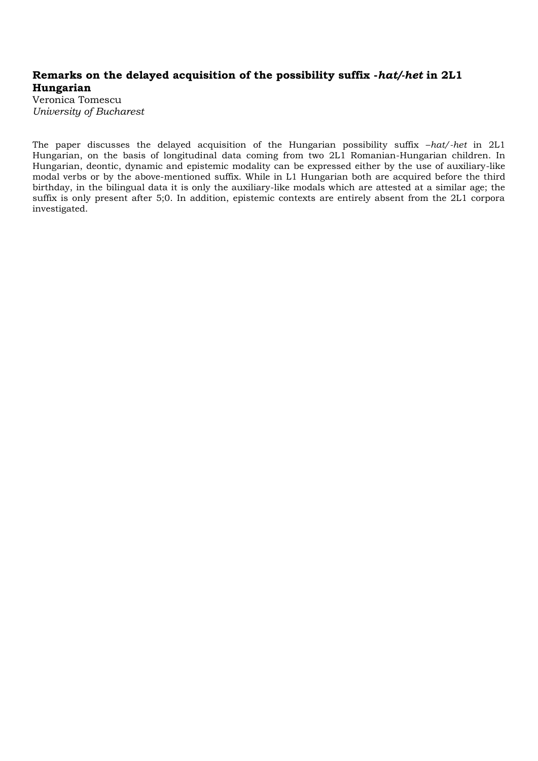### **Remarks on the delayed acquisition of the possibility suffix -*hat/-het* in 2L1 Hungarian**

Veronica Tomescu
*University of Bucharest*

The paper discusses the delayed acquisition of the Hungarian possibility suffix –*hat/-het* in 2L1 Hungarian, on the basis of longitudinal data coming from two 2L1 Romanian-Hungarian children. In Hungarian, deontic, dynamic and epistemic modality can be expressed either by the use of auxiliary-like modal verbs or by the above-mentioned suffix. While in L1 Hungarian both are acquired before the third birthday, in the bilingual data it is only the auxiliary-like modals which are attested at a similar age; the suffix is only present after 5;0. In addition, epistemic contexts are entirely absent from the 2L1 corpora investigated.